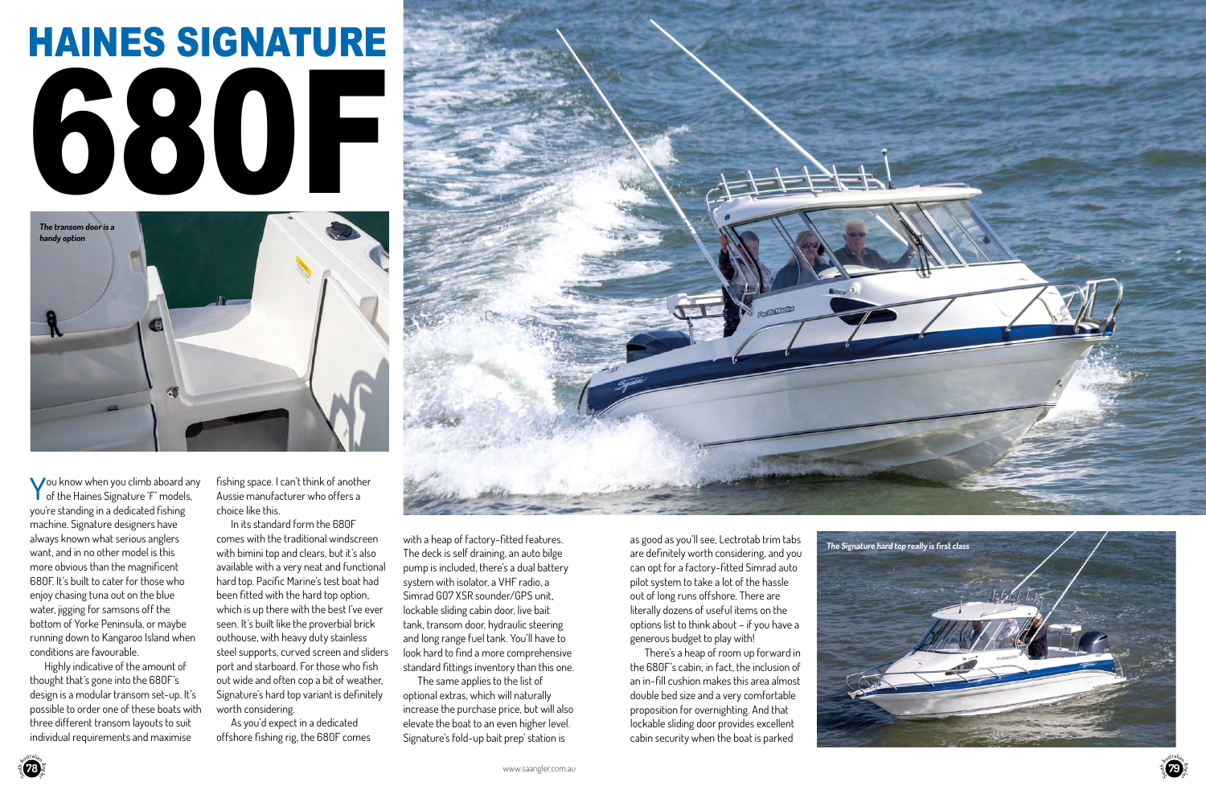# HAINES SIGNATURE 680F

*The transom door is a handy option*

You know when you climb aboard any of the Haines Signature 'F' models, you're standing in a dedicated fishing machine. Signature designers have always known what serious anglers want, and in no other model is this more obvious than the magnificent 680F. It's built to cater for those who enjoy chasing tuna out on the blue water, jigging for samsons off the bottom of Yorke Peninsula, or maybe running down to Kangaroo Island when conditions are favourable.

Highly indicative of the amount of thought that's gone into the 680F's design is a modular transom set-up. It's possible to order one of these boats with three different transom layouts to suit individual requirements and maximise fishing space. I can't think of another Aussie manufacturer who offers a choice like this.

In its standard form the 680F comes with the traditional windscreen with bimini top and clears, but it's also available with a very neat and functional hard top. Pacific Marine's test boat had been fitted with the hard top option, which is up there with the best I've ever seen. It's built like the proverbial brick outhouse, with heavy duty stainless steel supports, curved screen and sliders port and starboard. For those who fish out wide and often cop a bit of weather, Signature's hard top variant is definitely worth considering.

As you'd expect in a dedicated offshore fishing rig, the 680F comes with a heap of factory-fitted features. The deck is self draining, an auto bilge pump is included, there's a dual battery system with isolator, a VHF radio, a Simrad GO7 XSR sounder/GPS unit, lockable sliding cabin door, live bait tank, transom door, hydraulic steering and long range fuel tank. You'll have to look hard to find a more comprehensive standard fittings inventory than this one.

The same applies to the list of optional extras, which will naturally increase the purchase price, but will also elevate the boat to an even higher level. Signature's fold-up bait prep' station is as good as you'll see, Lectrotab trim tabs are definitely worth considering, and you can opt for a factory-fitted Simrad auto pilot system to take a lot of the hassle out of long runs offshore. There are literally dozens of useful items on the options list to think about – if you have a generous budget to play with!

There's a heap of room up forward in the 680F's cabin; in fact, the inclusion of an in-fill cushion makes this area almost double bed size and a very comfortable proposition for overnighting. And that lockable sliding door provides excellent cabin security when the boat is parked

*The Signature hard top really is first class*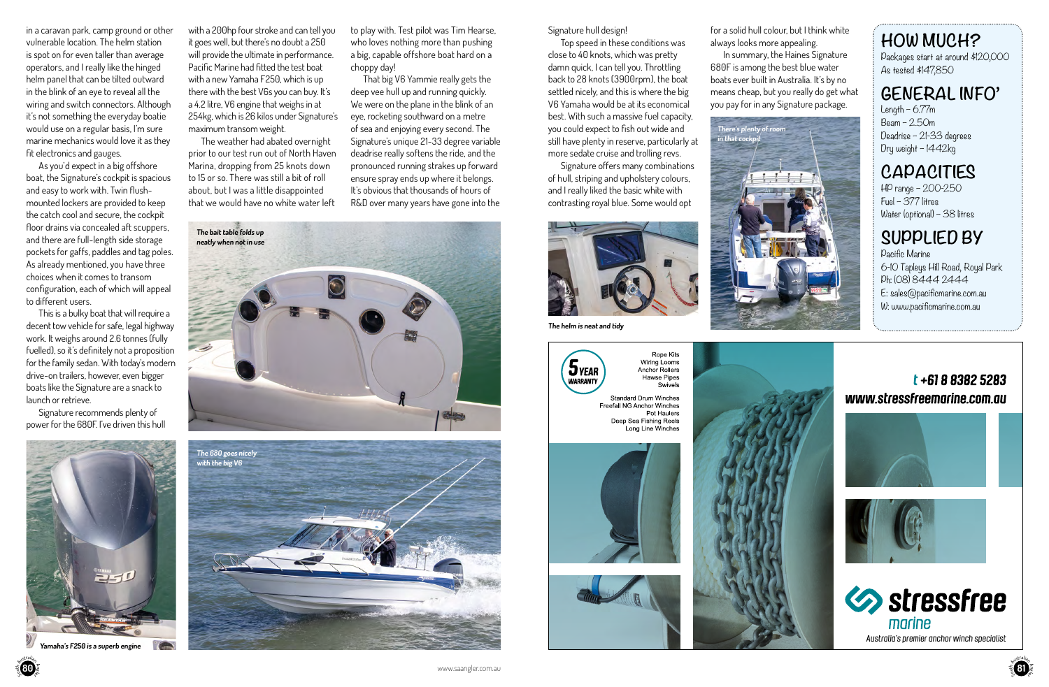in a caravan park, camp ground or other vulnerable location. The helm station is spot on for even taller than average operators, and I really like the hinged helm panel that can be tilted outward in the blink of an eye to reveal all the wiring and switch connectors. Although it's not something the everyday boatie would use on a regular basis, I'm sure marine mechanics would love it as they fit electronics and gauges.

As you'd expect in a big offshore boat, the Signature's cockpit is spacious and easy to work with. Twin flush-mounted lockers are provided to keep the catch cool and secure, the cockpit floor drains via concealed aft scuppers, and there are full-length side storage pockets for gaffs, paddles and tag poles. As already mentioned, you have three choices when it comes to transom configuration, each of which will appeal to different users.

This is a bulky boat that will require a decent tow vehicle for safe, legal highway work. It weighs around 2.6 tonnes (fully fuelled), so it's definitely not a proposition for the family sedan. With today's modern drive-on trailers, however, even bigger boats like the Signature are a snack to launch or retrieve.

Signature recommends plenty of power for the 680F. I've driven this hull with a 200hp four stroke and can tell you it goes well, but there's no doubt a 250 will provide the ultimate in performance. Pacific Marine had fitted the test boat with a new Yamaha F250, which is up there with the best V6s you can buy. It's a 4.2 litre, V6 engine that weighs in at 254kg, which is 26 kilos under Signature's maximum transom weight.

The weather had abated overnight prior to our test run out of North Haven Marina, dropping from 25 knots down to 15 or so. There was still a bit of roll about, but I was a little disappointed that we would have no white water left to play with. Test pilot was Tim Hearse, who loves nothing more than pushing a big, capable offshore boat hard on a choppy day!

That big V6 Yammie really gets the deep vee hull up and running quickly. We were on the plane in the blink of an eye, rocketing southward on a metre of sea and enjoying every second. The Signature's unique 21-33 degree variable deadrise really softens the ride, and the pronounced running strakes up forward ensure spray ends up where it belongs. It's obvious that thousands of hours of R&D over many years have gone into the Signature hull design!

Top speed in these conditions was close to 40 knots, which was pretty damn quick, I can tell you. Throttling back to 28 knots (3900rpm), the boat settled nicely, and this is where the big V6 Yamaha would be at its economical best. With such a massive fuel capacity, you could expect to fish out wide and still have plenty in reserve, particularly at more sedate cruise and trolling revs.

Signature offers many combinations of hull, striping and upholstery colours, and I really liked the basic white with contrasting royal blue. Some would opt for a solid hull colour, but I think white always looks more appealing.

In summary, the Haines Signature 680F is among the best blue water boats ever built in Australia. It's by no means cheap, but you really do get what you pay for in any Signature package.

*The bait table folds up neatly when not in use*

*Yamaha's F250 is a superb engine*

*The 680 goes nicely with the big V6*

*The helm is neat and tidy*

*There's plenty of room in that cockpit*

## HOW MUCH?

Packages start at around $120,000
As tested $147,850

## GENERAL INFO'

Length – 6.77m
Beam – 2.50m
Deadrise – 21-33 degrees
Dry weight – 1442kg

## CAPACITIES

HP range – 200-250
Fuel – 377 litres
Water (optional) – 38 litres

## SUPPLIED BY

Pacific Marine
6-10 Tapleys Hill Road, Royal Park
Ph: (08) 8444 2444
E: sales@pacificmarine.com.au
W: www.pacificmarine.com.au

5 YEAR WARRANTY

Rope Kits
Wiring Looms
Anchor Rollers
Hawse Pipes
Swivels

Standard Drum Winches
Freefall NG Anchor Winches
Pot Haulers
Deep Sea Fishing Reels
Long Line Winches

t +61 8 8382 5283
www.stressfreemarine.com.au

stressfree marine
Australia's premier anchor winch specialist